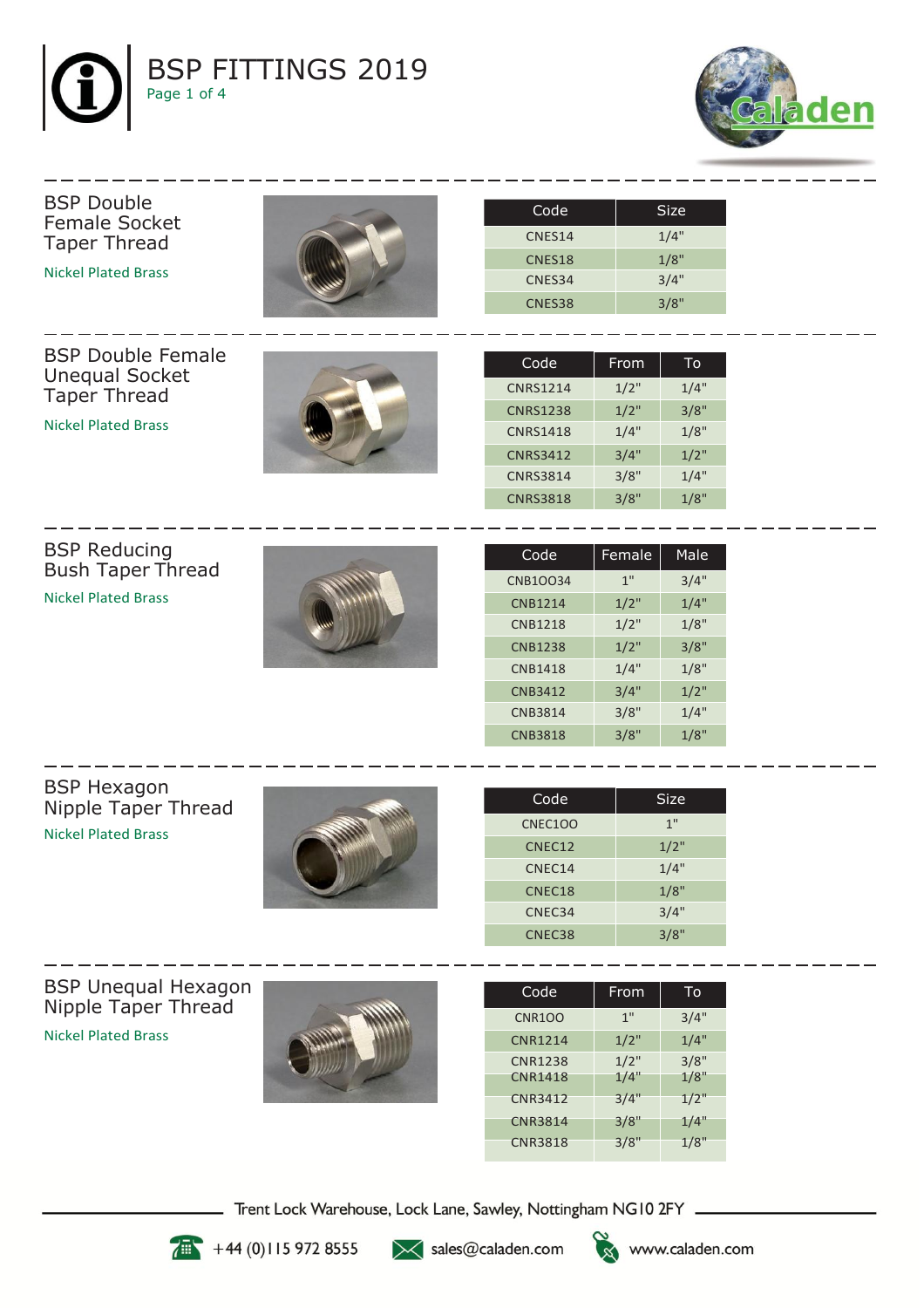# BSP FITTINGS 2019

## BSP Double Female Socket Taper Thread

Nickel Plated Brass

| Code | Size |
|---|---|
| CNES14 | 1/4" |
| CNES18 | 1/8" |
| CNES34 | 3/4" |
| CNES38 | 3/8" |

## BSP Double Female Unequal Socket Taper Thread

Nickel Plated Brass

| Code | From | To |
|---|---|---|
| CNRS1214 | 1/2" | 1/4" |
| CNRS1238 | 1/2" | 3/8" |
| CNRS1418 | 1/4" | 1/8" |
| CNRS3412 | 3/4" | 1/2" |
| CNRS3814 | 3/8" | 1/4" |
| CNRS3818 | 3/8" | 1/8" |

## BSP Reducing Bush Taper Thread

Nickel Plated Brass

| Code | Female | Male |
|---|---|---|
| CNB10034 | 1" | 3/4" |
| CNB1214 | 1/2" | 1/4" |
| CNB1218 | 1/2" | 1/8" |
| CNB1238 | 1/2" | 3/8" |
| CNB1418 | 1/4" | 1/8" |
| CNB3412 | 3/4" | 1/2" |
| CNB3814 | 3/8" | 1/4" |
| CNB3818 | 3/8" | 1/8" |

## BSP Hexagon Nipple Taper Thread

Nickel Plated Brass

| Code | Size |
|---|---|
| CNEC100 | 1" |
| CNEC12 | 1/2" |
| CNEC14 | 1/4" |
| CNEC18 | 1/8" |
| CNEC34 | 3/4" |
| CNEC38 | 3/8" |

## BSP Unequal Hexagon Nipple Taper Thread

Nickel Plated Brass

| Code | From | To |
|---|---|---|
| CNR100 | 1" | 3/4" |
| CNR1214 | 1/2" | 1/4" |
| CNR1238 | 1/2" | 3/8" |
| CNR1418 | 1/4" | 1/8" |
| CNR3412 | 3/4" | 1/2" |
| CNR3814 | 3/8" | 1/4" |
| CNR3818 | 3/8" | 1/8" |

Trent Lock Warehouse, Lock Lane, Sawley, Nottingham NG10 2FY

+44 (0)115 972 8555 sales@caladen.com www.caladen.com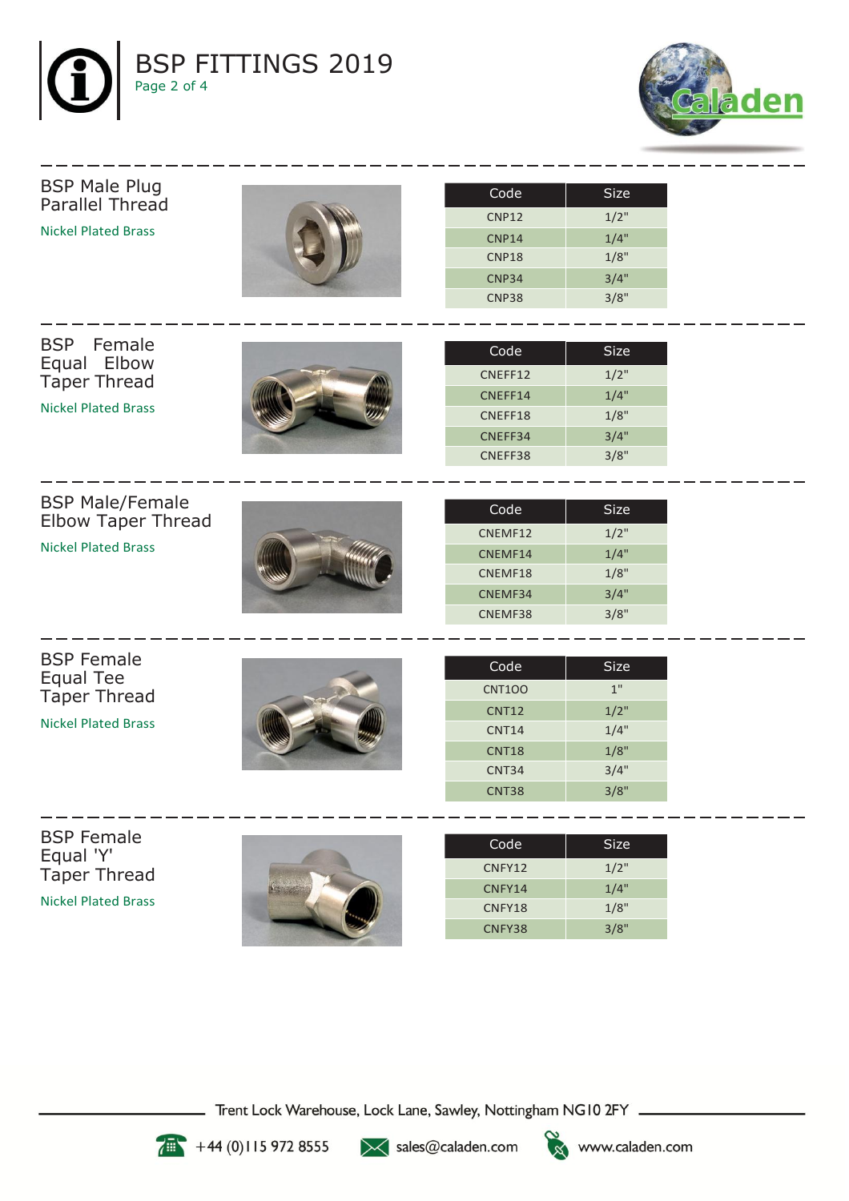# BSP FITTINGS 2019

## BSP Male Plug Parallel Thread

Nickel Plated Brass

| Code | Size |
|---|---|
| CNP12 | 1/2" |
| CNP14 | 1/4" |
| CNP18 | 1/8" |
| CNP34 | 3/4" |
| CNP38 | 3/8" |

## BSP Female Equal Elbow Taper Thread

Nickel Plated Brass

| Code | Size |
|---|---|
| CNEFF12 | 1/2" |
| CNEFF14 | 1/4" |
| CNEFF18 | 1/8" |
| CNEFF34 | 3/4" |
| CNEFF38 | 3/8" |

## BSP Male/Female Elbow Taper Thread

Nickel Plated Brass

| Code | Size |
|---|---|
| CNEMF12 | 1/2" |
| CNEMF14 | 1/4" |
| CNEMF18 | 1/8" |
| CNEMF34 | 3/4" |
| CNEMF38 | 3/8" |

## BSP Female Equal Tee Taper Thread

Nickel Plated Brass

| Code | Size |
|---|---|
| CNT1OO | 1" |
| CNT12 | 1/2" |
| CNT14 | 1/4" |
| CNT18 | 1/8" |
| CNT34 | 3/4" |
| CNT38 | 3/8" |

## BSP Female Equal 'Y' Taper Thread

Nickel Plated Brass

| Code | Size |
|---|---|
| CNFY12 | 1/2" |
| CNFY14 | 1/4" |
| CNFY18 | 1/8" |
| CNFY38 | 3/8" |

Trent Lock Warehouse, Lock Lane, Sawley, Nottingham NG10 2FY

+44 (0)115 972 8555 sales@caladen.com www.caladen.com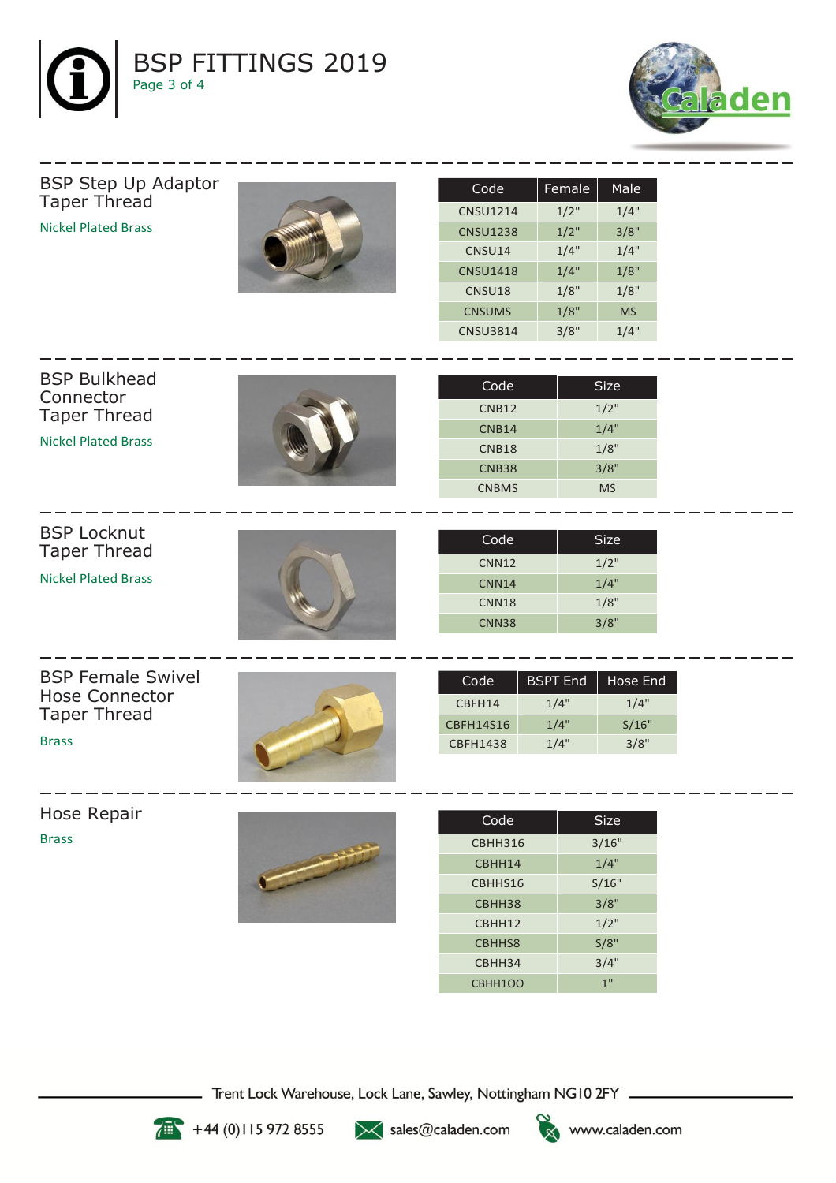# BSP FITTINGS 2019

## BSP Step Up Adaptor Taper Thread

Nickel Plated Brass

| Code | Female | Male |
|---|---|---|
| CNSU1214 | 1/2" | 1/4" |
| CNSU1238 | 1/2" | 3/8" |
| CNSU14 | 1/4" | 1/4" |
| CNSU1418 | 1/4" | 1/8" |
| CNSU18 | 1/8" | 1/8" |
| CNSUMS | 1/8" | MS |
| CNSU3814 | 3/8" | 1/4" |

## BSP Bulkhead Connector Taper Thread

Nickel Plated Brass

| Code | Size |
|---|---|
| CNB12 | 1/2" |
| CNB14 | 1/4" |
| CNB18 | 1/8" |
| CNB38 | 3/8" |
| CNBMS | MS |

## BSP Locknut Taper Thread

Nickel Plated Brass

| Code | Size |
|---|---|
| CNN12 | 1/2" |
| CNN14 | 1/4" |
| CNN18 | 1/8" |
| CNN38 | 3/8" |

## BSP Female Swivel Hose Connector Taper Thread

Brass

| Code | BSPT End | Hose End |
|---|---|---|
| CBFH14 | 1/4" | 1/4" |
| CBFH14S16 | 1/4" | 5/16" |
| CBFH1438 | 1/4" | 3/8" |

## Hose Repair

Brass

| Code | Size |
|---|---|
| CBHH316 | 3/16" |
| CBHH14 | 1/4" |
| CBHHS16 | 5/16" |
| CBHH38 | 3/8" |
| CBHH12 | 1/2" |
| CBHHS8 | 5/8" |
| CBHH34 | 3/4" |
| CBHH100 | 1" |

Trent Lock Warehouse, Lock Lane, Sawley, Nottingham NG10 2FY

+44 (0)115 972 8555 sales@caladen.com www.caladen.com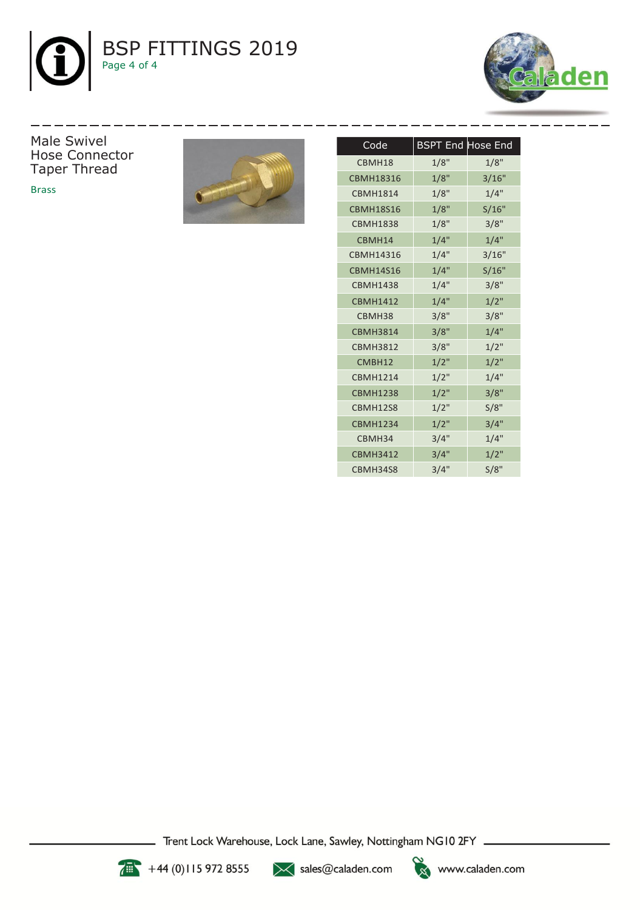## Male Swivel Hose Connector Taper Thread

Brass

| Code | BSPT End | Hose End |
|---|---|---|
| CBMH18 | 1/8" | 1/8" |
| CBMH18316 | 1/8" | 3/16" |
| CBMH1814 | 1/8" | 1/4" |
| CBMH18S16 | 1/8" | S/16" |
| CBMH1838 | 1/8" | 3/8" |
| CBMH14 | 1/4" | 1/4" |
| CBMH14316 | 1/4" | 3/16" |
| CBMH14S16 | 1/4" | S/16" |
| CBMH1438 | 1/4" | 3/8" |
| CBMH1412 | 1/4" | 1/2" |
| CBMH38 | 3/8" | 3/8" |
| CBMH3814 | 3/8" | 1/4" |
| CBMH3812 | 3/8" | 1/2" |
| CMBH12 | 1/2" | 1/2" |
| CBMH1214 | 1/2" | 1/4" |
| CBMH1238 | 1/2" | 3/8" |
| CBMH12S8 | 1/2" | S/8" |
| CBMH1234 | 1/2" | 3/4" |
| CBMH34 | 3/4" | 1/4" |
| CBMH3412 | 3/4" | 1/2" |
| CBMH34S8 | 3/4" | S/8" |

Trent Lock Warehouse, Lock Lane, Sawley, Nottingham NG10 2FY

+44 (0)115 972 8555 sales@caladen.com www.caladen.com